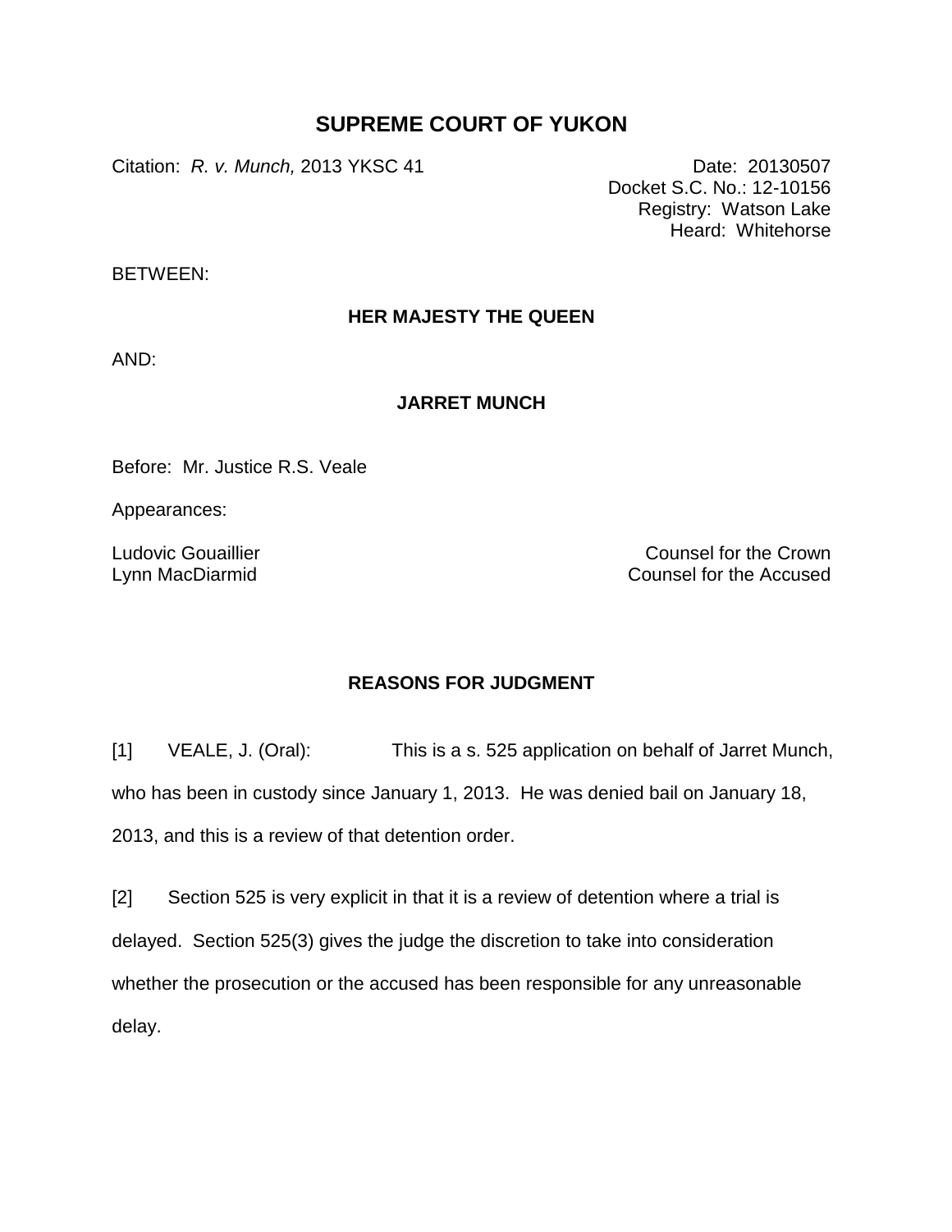# SUPREME COURT OF YUKON

Citation: *R. v. Munch,* 2013 YKSC 41

Date: 20130507
Docket S.C. No.: 12-10156
Registry: Watson Lake
Heard: Whitehorse

BETWEEN:

**HER MAJESTY THE QUEEN**

AND:

**JARRET MUNCH**

Before: Mr. Justice R.S. Veale

Appearances:

Ludovic Gouaillier — Counsel for the Crown
Lynn MacDiarmid — Counsel for the Accused

## REASONS FOR JUDGMENT

[1] VEALE, J. (Oral): This is a s. 525 application on behalf of Jarret Munch, who has been in custody since January 1, 2013. He was denied bail on January 18, 2013, and this is a review of that detention order.

[2] Section 525 is very explicit in that it is a review of detention where a trial is delayed. Section 525(3) gives the judge the discretion to take into consideration whether the prosecution or the accused has been responsible for any unreasonable delay.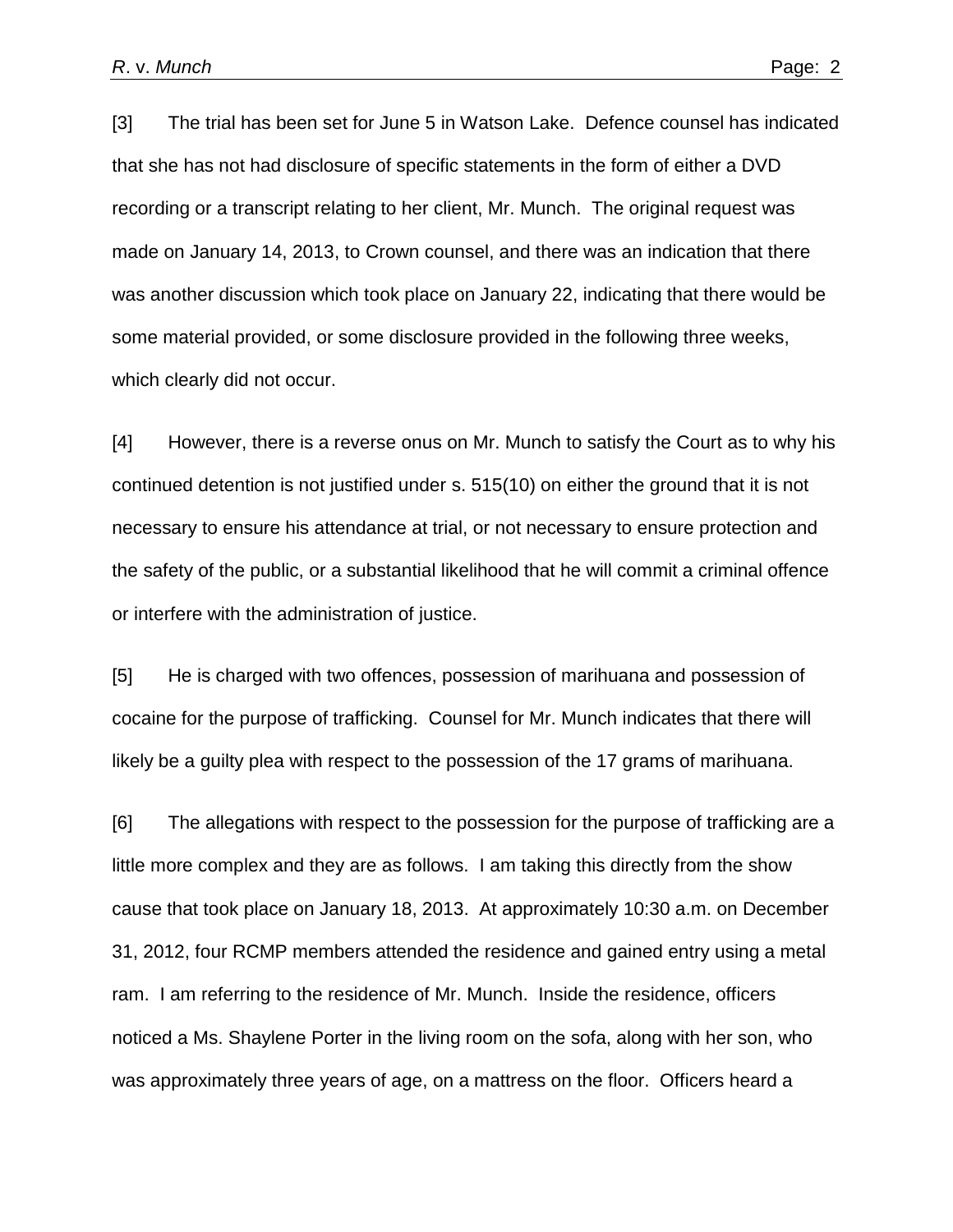[3] The trial has been set for June 5 in Watson Lake. Defence counsel has indicated that she has not had disclosure of specific statements in the form of either a DVD recording or a transcript relating to her client, Mr. Munch. The original request was made on January 14, 2013, to Crown counsel, and there was an indication that there was another discussion which took place on January 22, indicating that there would be some material provided, or some disclosure provided in the following three weeks, which clearly did not occur.

[4] However, there is a reverse onus on Mr. Munch to satisfy the Court as to why his continued detention is not justified under s. 515(10) on either the ground that it is not necessary to ensure his attendance at trial, or not necessary to ensure protection and the safety of the public, or a substantial likelihood that he will commit a criminal offence or interfere with the administration of justice.

[5] He is charged with two offences, possession of marihuana and possession of cocaine for the purpose of trafficking. Counsel for Mr. Munch indicates that there will likely be a guilty plea with respect to the possession of the 17 grams of marihuana.

[6] The allegations with respect to the possession for the purpose of trafficking are a little more complex and they are as follows. I am taking this directly from the show cause that took place on January 18, 2013. At approximately 10:30 a.m. on December 31, 2012, four RCMP members attended the residence and gained entry using a metal ram. I am referring to the residence of Mr. Munch. Inside the residence, officers noticed a Ms. Shaylene Porter in the living room on the sofa, along with her son, who was approximately three years of age, on a mattress on the floor. Officers heard a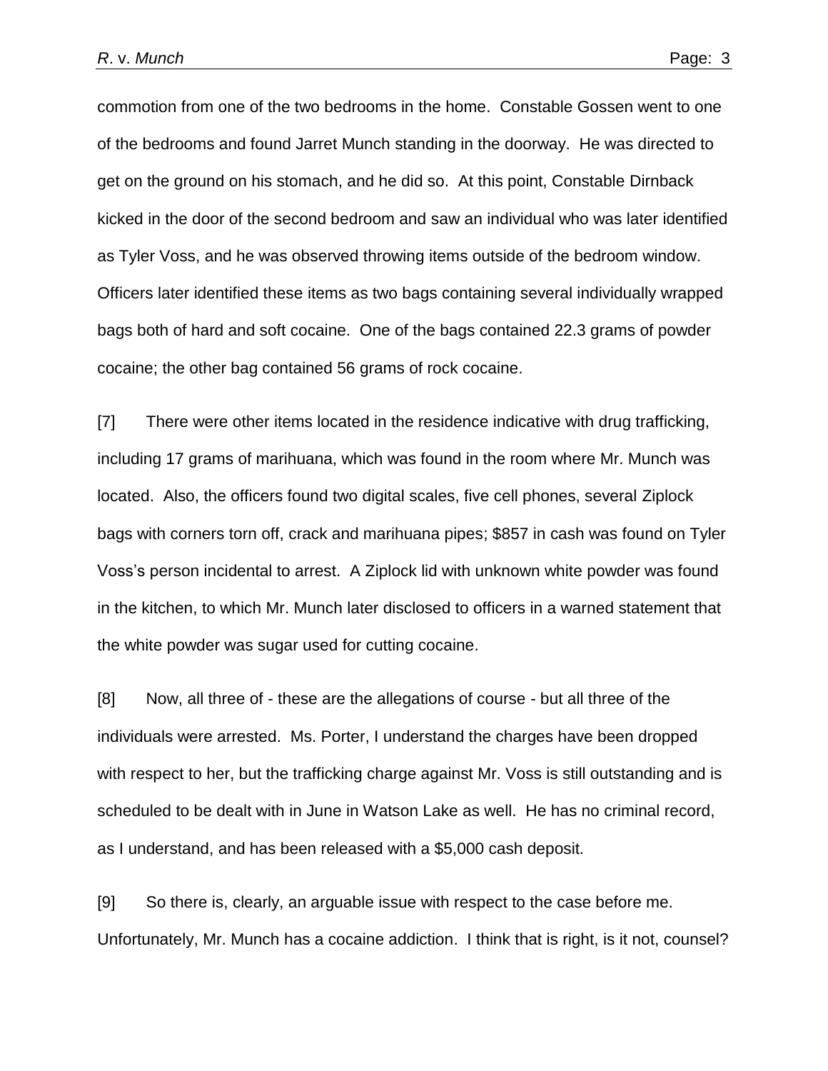commotion from one of the two bedrooms in the home. Constable Gossen went to one of the bedrooms and found Jarret Munch standing in the doorway. He was directed to get on the ground on his stomach, and he did so. At this point, Constable Dirnback kicked in the door of the second bedroom and saw an individual who was later identified as Tyler Voss, and he was observed throwing items outside of the bedroom window. Officers later identified these items as two bags containing several individually wrapped bags both of hard and soft cocaine. One of the bags contained 22.3 grams of powder cocaine; the other bag contained 56 grams of rock cocaine.

[7] There were other items located in the residence indicative with drug trafficking, including 17 grams of marihuana, which was found in the room where Mr. Munch was located. Also, the officers found two digital scales, five cell phones, several Ziplock bags with corners torn off, crack and marihuana pipes; $857 in cash was found on Tyler Voss's person incidental to arrest. A Ziplock lid with unknown white powder was found in the kitchen, to which Mr. Munch later disclosed to officers in a warned statement that the white powder was sugar used for cutting cocaine.

[8] Now, all three of - these are the allegations of course - but all three of the individuals were arrested. Ms. Porter, I understand the charges have been dropped with respect to her, but the trafficking charge against Mr. Voss is still outstanding and is scheduled to be dealt with in June in Watson Lake as well. He has no criminal record, as I understand, and has been released with a $5,000 cash deposit.

[9] So there is, clearly, an arguable issue with respect to the case before me. Unfortunately, Mr. Munch has a cocaine addiction. I think that is right, is it not, counsel?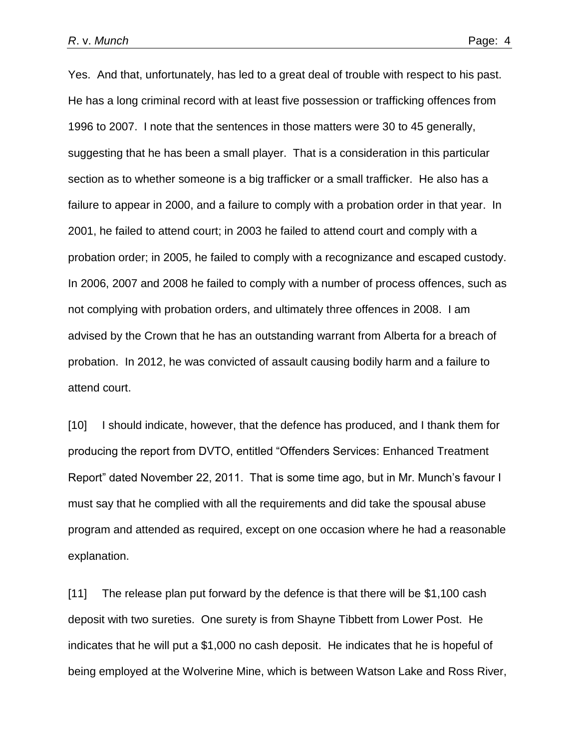Yes. And that, unfortunately, has led to a great deal of trouble with respect to his past. He has a long criminal record with at least five possession or trafficking offences from 1996 to 2007. I note that the sentences in those matters were 30 to 45 generally, suggesting that he has been a small player. That is a consideration in this particular section as to whether someone is a big trafficker or a small trafficker. He also has a failure to appear in 2000, and a failure to comply with a probation order in that year. In 2001, he failed to attend court; in 2003 he failed to attend court and comply with a probation order; in 2005, he failed to comply with a recognizance and escaped custody. In 2006, 2007 and 2008 he failed to comply with a number of process offences, such as not complying with probation orders, and ultimately three offences in 2008. I am advised by the Crown that he has an outstanding warrant from Alberta for a breach of probation. In 2012, he was convicted of assault causing bodily harm and a failure to attend court.

[10] I should indicate, however, that the defence has produced, and I thank them for producing the report from DVTO, entitled "Offenders Services: Enhanced Treatment Report" dated November 22, 2011. That is some time ago, but in Mr. Munch's favour I must say that he complied with all the requirements and did take the spousal abuse program and attended as required, except on one occasion where he had a reasonable explanation.

[11] The release plan put forward by the defence is that there will be $1,100 cash deposit with two sureties. One surety is from Shayne Tibbett from Lower Post. He indicates that he will put a $1,000 no cash deposit. He indicates that he is hopeful of being employed at the Wolverine Mine, which is between Watson Lake and Ross River,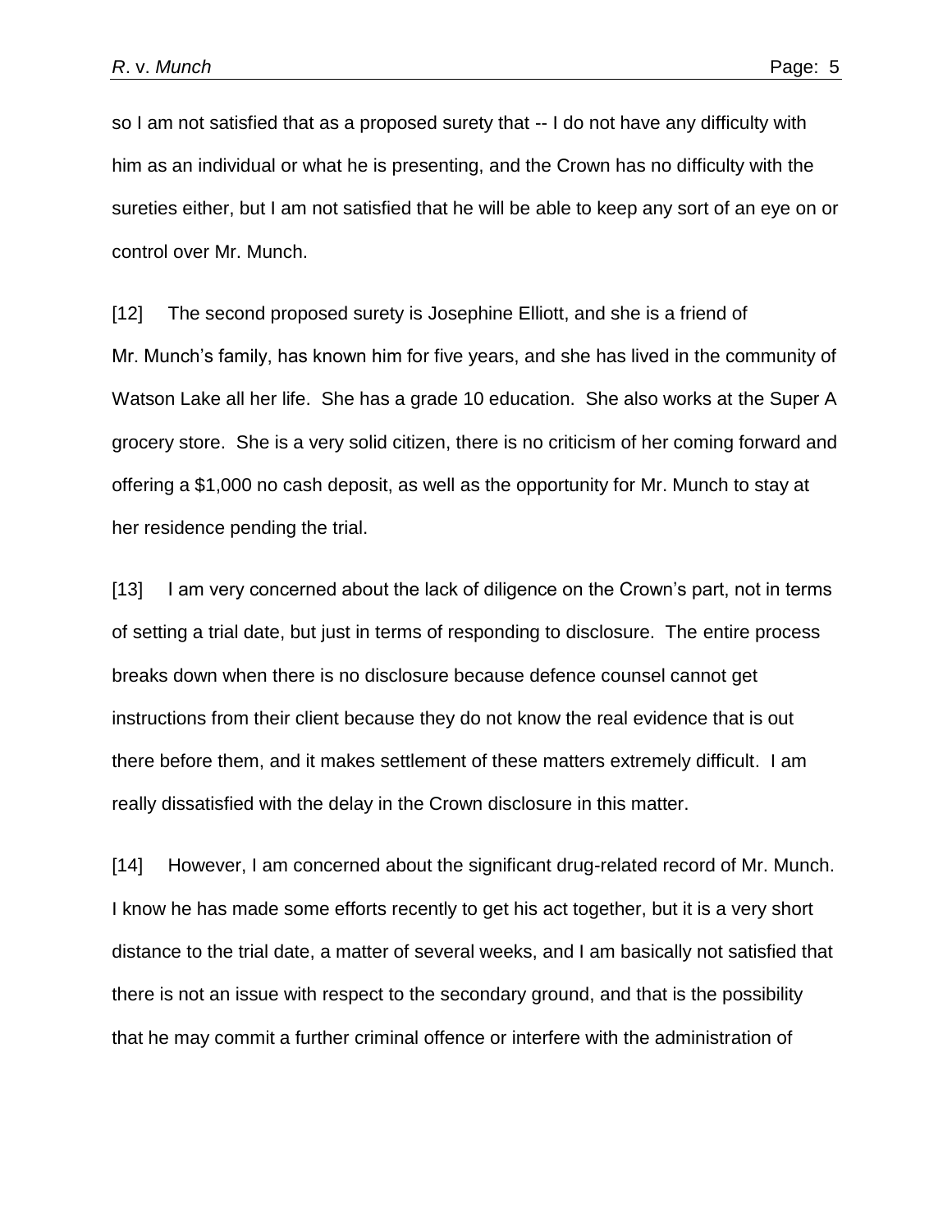so I am not satisfied that as a proposed surety that -- I do not have any difficulty with him as an individual or what he is presenting, and the Crown has no difficulty with the sureties either, but I am not satisfied that he will be able to keep any sort of an eye on or control over Mr. Munch.

[12] The second proposed surety is Josephine Elliott, and she is a friend of Mr. Munch's family, has known him for five years, and she has lived in the community of Watson Lake all her life. She has a grade 10 education. She also works at the Super A grocery store. She is a very solid citizen, there is no criticism of her coming forward and offering a $1,000 no cash deposit, as well as the opportunity for Mr. Munch to stay at her residence pending the trial.

[13] I am very concerned about the lack of diligence on the Crown's part, not in terms of setting a trial date, but just in terms of responding to disclosure. The entire process breaks down when there is no disclosure because defence counsel cannot get instructions from their client because they do not know the real evidence that is out there before them, and it makes settlement of these matters extremely difficult. I am really dissatisfied with the delay in the Crown disclosure in this matter.

[14] However, I am concerned about the significant drug-related record of Mr. Munch. I know he has made some efforts recently to get his act together, but it is a very short distance to the trial date, a matter of several weeks, and I am basically not satisfied that there is not an issue with respect to the secondary ground, and that is the possibility that he may commit a further criminal offence or interfere with the administration of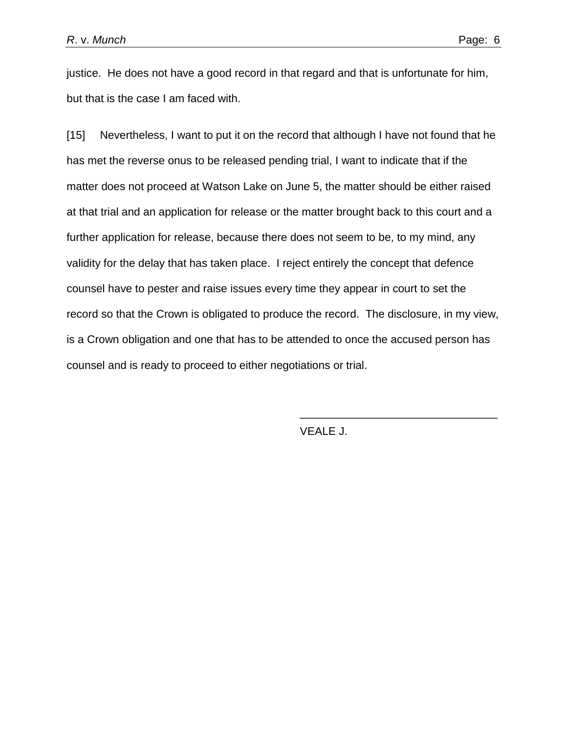justice. He does not have a good record in that regard and that is unfortunate for him, but that is the case I am faced with.

[15] Nevertheless, I want to put it on the record that although I have not found that he has met the reverse onus to be released pending trial, I want to indicate that if the matter does not proceed at Watson Lake on June 5, the matter should be either raised at that trial and an application for release or the matter brought back to this court and a further application for release, because there does not seem to be, to my mind, any validity for the delay that has taken place. I reject entirely the concept that defence counsel have to pester and raise issues every time they appear in court to set the record so that the Crown is obligated to produce the record. The disclosure, in my view, is a Crown obligation and one that has to be attended to once the accused person has counsel and is ready to proceed to either negotiations or trial.

\_\_\_\_\_\_\_\_\_\_\_\_\_\_\_\_\_\_\_\_\_\_\_\_\_\_\_\_\_\_\_\_

VEALE J.